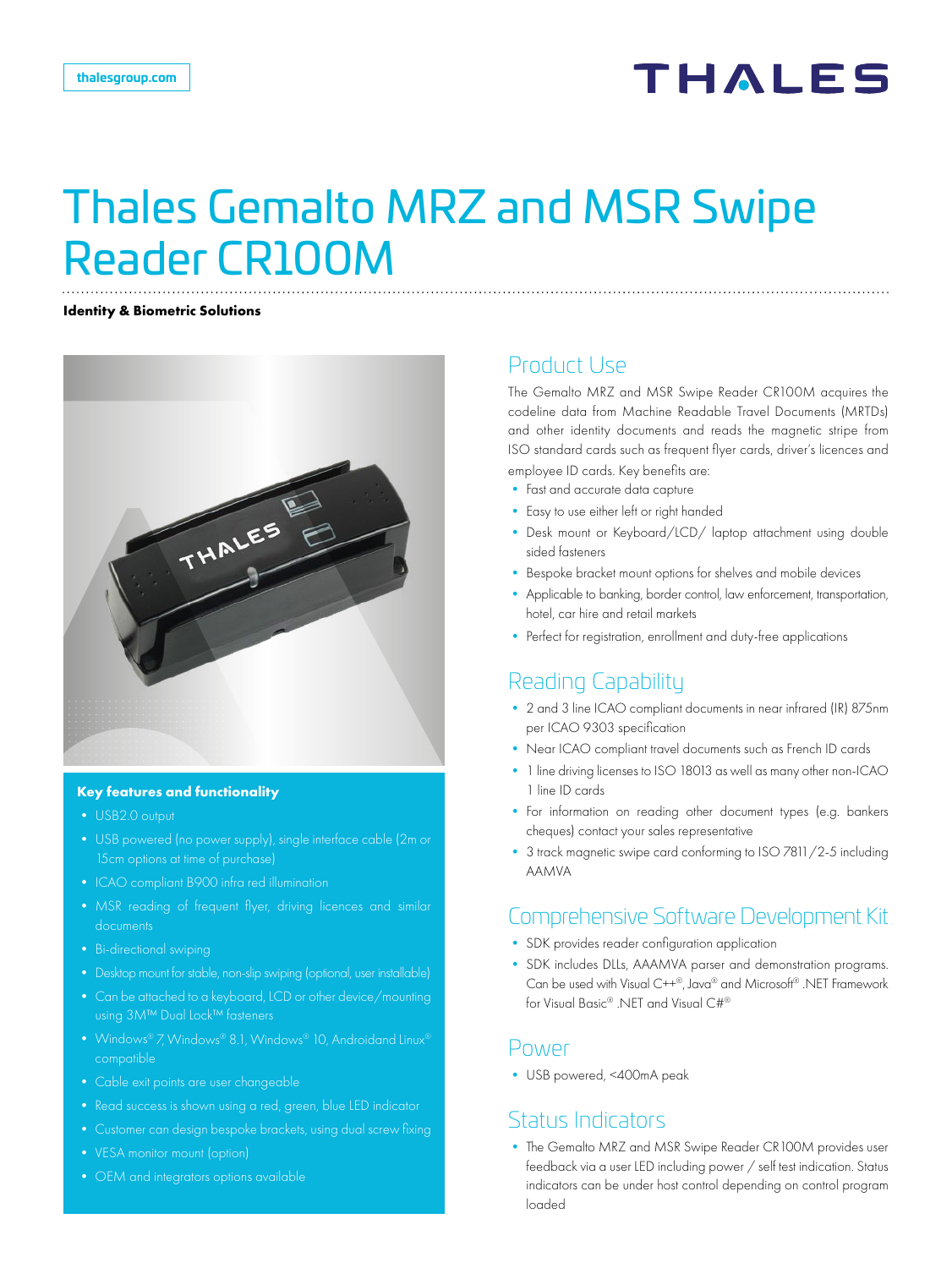thalesgroup.com

THALES

# Thales Gemalto MRZ and MSR Swipe Reader CR100M

**Identity & Biometric Solutions**

### Key features and functionality

- USB2.0 output
- USB powered (no power supply), single interface cable (2m or 15cm options at time of purchase)
- ICAO compliant B900 infra red illumination
- MSR reading of frequent flyer, driving licences and similar documents
- Bi-directional swiping
- Desktop mount for stable, non-slip swiping (optional, user installable)
- Can be attached to a keyboard, LCD or other device/mounting using 3M™ Dual Lock™ fasteners
- Windows® 7, Windows® 8.1, Windows® 10, Androidand Linux® compatible
- Cable exit points are user changeable
- Read success is shown using a red, green, blue LED indicator
- Customer can design bespoke brackets, using dual screw fixing
- VESA monitor mount (option)
- OEM and integrators options available

## Product Use

The Gemalto MRZ and MSR Swipe Reader CR100M acquires the codeline data from Machine Readable Travel Documents (MRTDs) and other identity documents and reads the magnetic stripe from ISO standard cards such as frequent flyer cards, driver's licences and employee ID cards. Key benefits are:

- Fast and accurate data capture
- Easy to use either left or right handed
- Desk mount or Keyboard/LCD/ laptop attachment using double sided fasteners
- Bespoke bracket mount options for shelves and mobile devices
- Applicable to banking, border control, law enforcement, transportation, hotel, car hire and retail markets
- Perfect for registration, enrollment and duty-free applications

## Reading Capability

- 2 and 3 line ICAO compliant documents in near infrared (IR) 875nm per ICAO 9303 specification
- Near ICAO compliant travel documents such as French ID cards
- 1 line driving licenses to ISO 18013 as well as many other non-ICAO 1 line ID cards
- For information on reading other document types (e.g. bankers cheques) contact your sales representative
- 3 track magnetic swipe card conforming to ISO 7811/2-5 including AAMVA

## Comprehensive Software Development Kit

- SDK provides reader configuration application
- SDK includes DLLs, AAAMVA parser and demonstration programs. Can be used with Visual C++®, Java® and Microsoft® .NET Framework for Visual Basic® .NET and Visual C#®

## Power

- USB powered, <400mA peak

## Status Indicators

- The Gemalto MRZ and MSR Swipe Reader CR100M provides user feedback via a user LED including power / self test indication. Status indicators can be under host control depending on control program loaded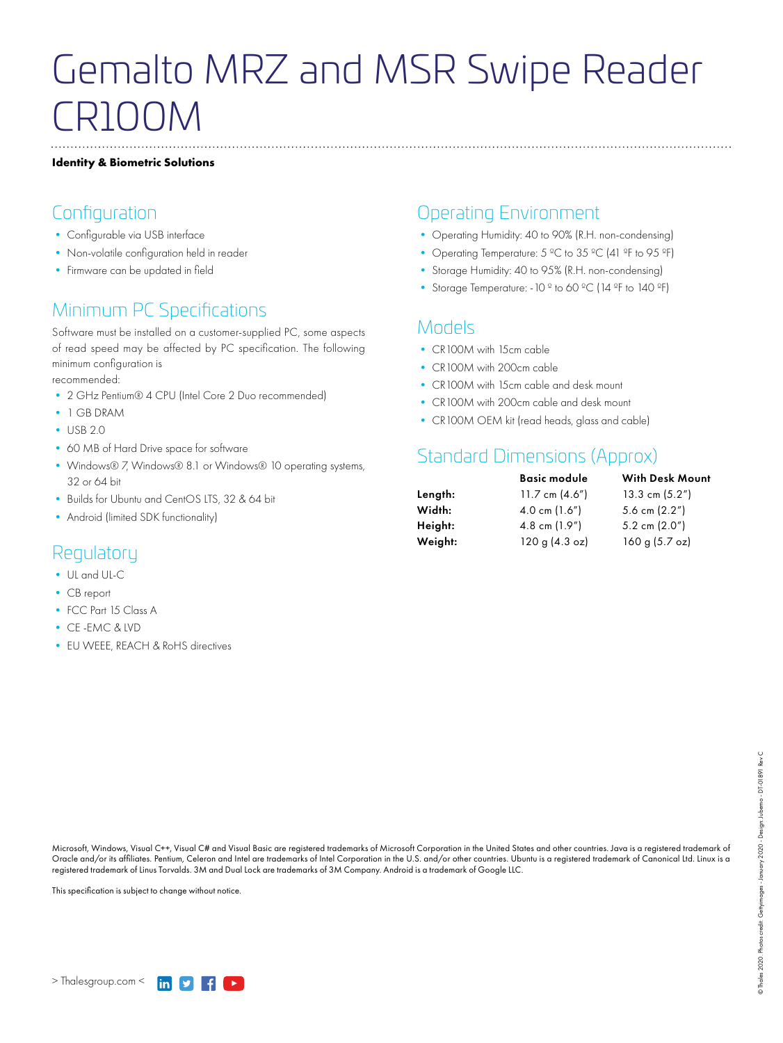# Gemalto MRZ and MSR Swipe Reader CR100M

**Identity & Biometric Solutions**

## Configuration

- Configurable via USB interface
- Non-volatile configuration held in reader
- Firmware can be updated in field

## Minimum PC Specifications

Software must be installed on a customer-supplied PC, some aspects of read speed may be affected by PC specification. The following minimum configuration is recommended:

- 2 GHz Pentium® 4 CPU (Intel Core 2 Duo recommended)
- 1 GB DRAM
- USB 2.0
- 60 MB of Hard Drive space for software
- Windows® 7, Windows® 8.1 or Windows® 10 operating systems, 32 or 64 bit
- Builds for Ubuntu and CentOS LTS, 32 & 64 bit
- Android (limited SDK functionality)

## Regulatory

- UL and UL-C
- CB report
- FCC Part 15 Class A
- CE -EMC & LVD
- EU WEEE, REACH & RoHS directives

## Operating Environment

- Operating Humidity: 40 to 90% (R.H. non-condensing)
- Operating Temperature: 5 ºC to 35 ºC (41 ºF to 95 ºF)
- Storage Humidity: 40 to 95% (R.H. non-condensing)
- Storage Temperature: -10 º to 60 ºC (14 ºF to 140 ºF)

## Models

- CR100M with 15cm cable
- CR100M with 200cm cable
- CR100M with 15cm cable and desk mount
- CR100M with 200cm cable and desk mount
- CR100M OEM kit (read heads, glass and cable)

## Standard Dimensions (Approx)

| | Basic module | With Desk Mount |
|---|---|---|
| **Length:** | 11.7 cm (4.6") | 13.3 cm (5.2") |
| **Width:** | 4.0 cm (1.6") | 5.6 cm (2.2") |
| **Height:** | 4.8 cm (1.9") | 5.2 cm (2.0") |
| **Weight:** | 120 g (4.3 oz) | 160 g (5.7 oz) |

Microsoft, Windows, Visual C++, Visual C# and Visual Basic are registered trademarks of Microsoft Corporation in the United States and other countries. Java is a registered trademark of Oracle and/or its affiliates. Pentium, Celeron and Intel are trademarks of Intel Corporation in the U.S. and/or other countries. Ubuntu is a registered trademark of Canonical Ltd. Linux is a registered trademark of Linus Torvalds. 3M and Dual Lock are trademarks of 3M Company. Android is a trademark of Google LLC.

This specification is subject to change without notice.

> Thalesgroup.com <

© Thales 2020 · Photos credit: Gettyimages - January 2020 - Design Jubemo - DT-0189I Rev C